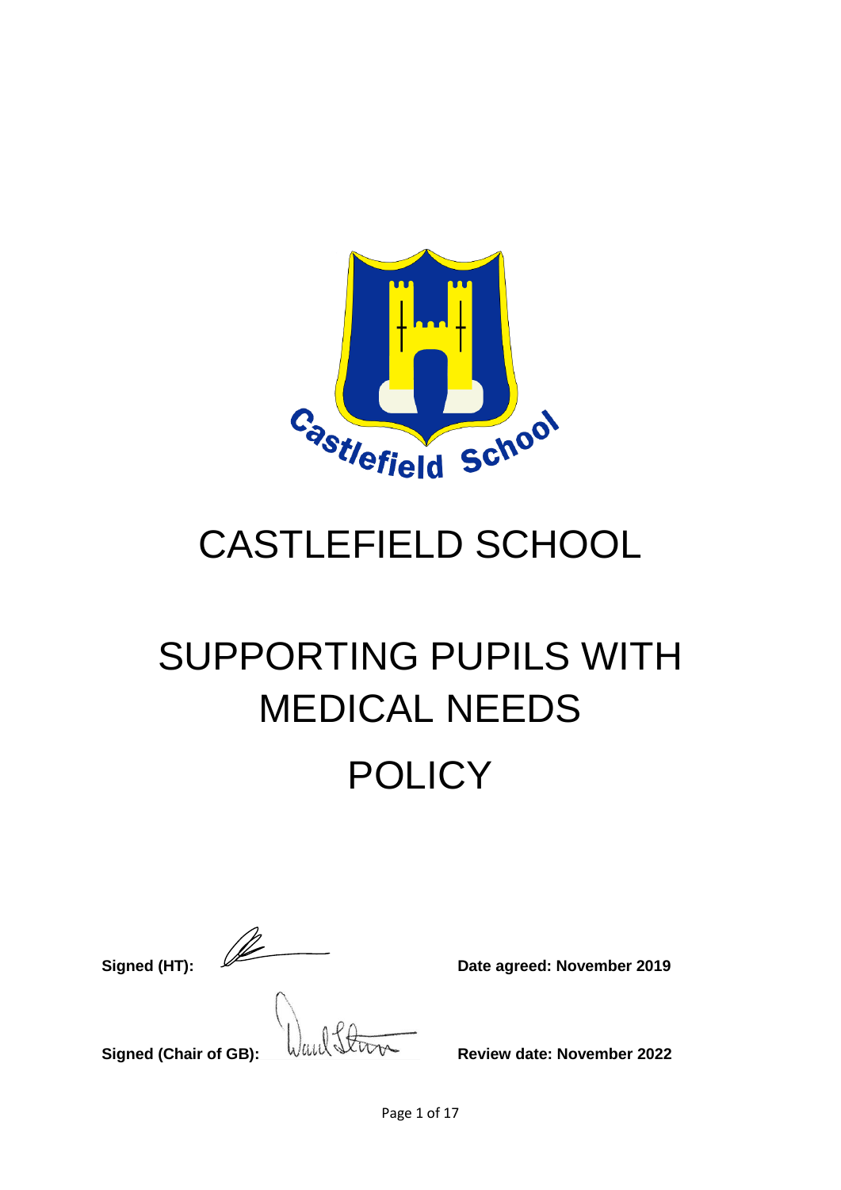# CASTLEFIELD SCHOOL

# SUPPORTING PUPILS WITH MEDICAL NEEDS POLICY

**Signed (HT):** **Date agreed: November 2019**

**Signed (Chair of GB):** **Review date: November 2022**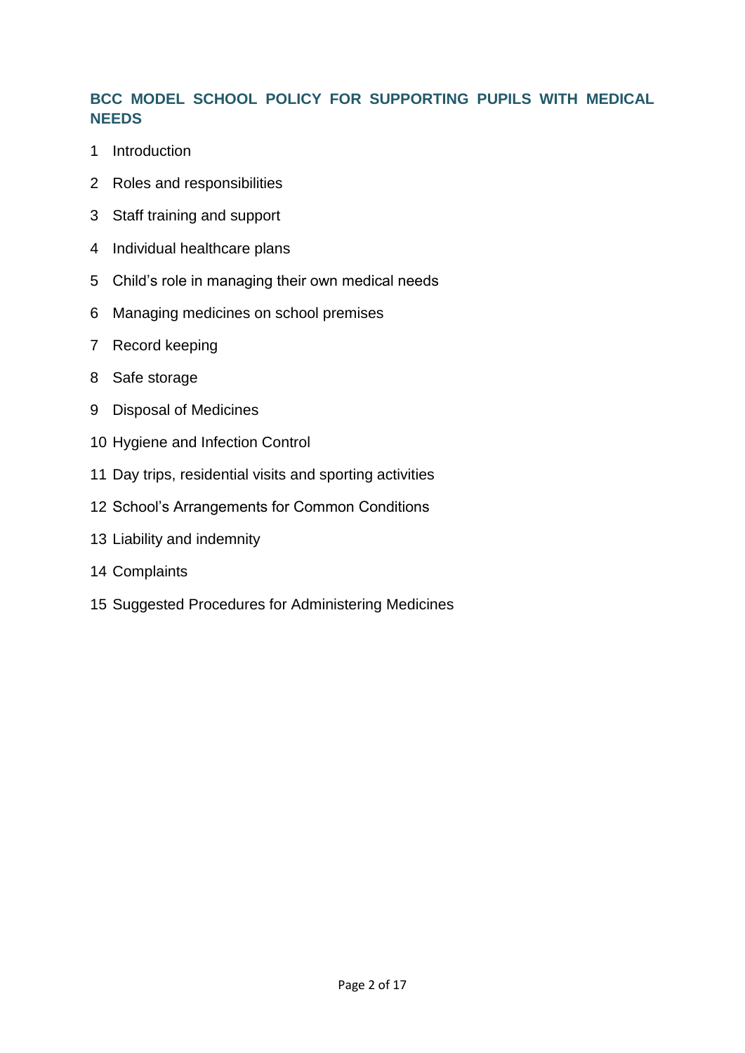## BCC MODEL SCHOOL POLICY FOR SUPPORTING PUPILS WITH MEDICAL NEEDS

1 Introduction

2 Roles and responsibilities

3 Staff training and support

4 Individual healthcare plans

5 Child's role in managing their own medical needs

6 Managing medicines on school premises

7 Record keeping

8 Safe storage

9 Disposal of Medicines

10 Hygiene and Infection Control

11 Day trips, residential visits and sporting activities

12 School's Arrangements for Common Conditions

13 Liability and indemnity

14 Complaints

15 Suggested Procedures for Administering Medicines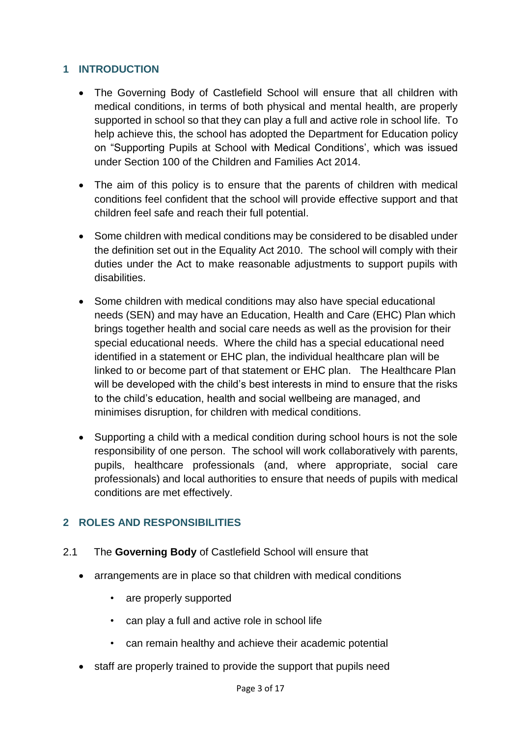## 1 INTRODUCTION

- The Governing Body of Castlefield School will ensure that all children with medical conditions, in terms of both physical and mental health, are properly supported in school so that they can play a full and active role in school life. To help achieve this, the school has adopted the Department for Education policy on "Supporting Pupils at School with Medical Conditions', which was issued under Section 100 of the Children and Families Act 2014.

- The aim of this policy is to ensure that the parents of children with medical conditions feel confident that the school will provide effective support and that children feel safe and reach their full potential.

- Some children with medical conditions may be considered to be disabled under the definition set out in the Equality Act 2010. The school will comply with their duties under the Act to make reasonable adjustments to support pupils with disabilities.

- Some children with medical conditions may also have special educational needs (SEN) and may have an Education, Health and Care (EHC) Plan which brings together health and social care needs as well as the provision for their special educational needs. Where the child has a special educational need identified in a statement or EHC plan, the individual healthcare plan will be linked to or become part of that statement or EHC plan. The Healthcare Plan will be developed with the child's best interests in mind to ensure that the risks to the child's education, health and social wellbeing are managed, and minimises disruption, for children with medical conditions.

- Supporting a child with a medical condition during school hours is not the sole responsibility of one person. The school will work collaboratively with parents, pupils, healthcare professionals (and, where appropriate, social care professionals) and local authorities to ensure that needs of pupils with medical conditions are met effectively.

## 2 ROLES AND RESPONSIBILITIES

2.1 The **Governing Body** of Castlefield School will ensure that

- arrangements are in place so that children with medical conditions
  - are properly supported
  - can play a full and active role in school life
  - can remain healthy and achieve their academic potential
- staff are properly trained to provide the support that pupils need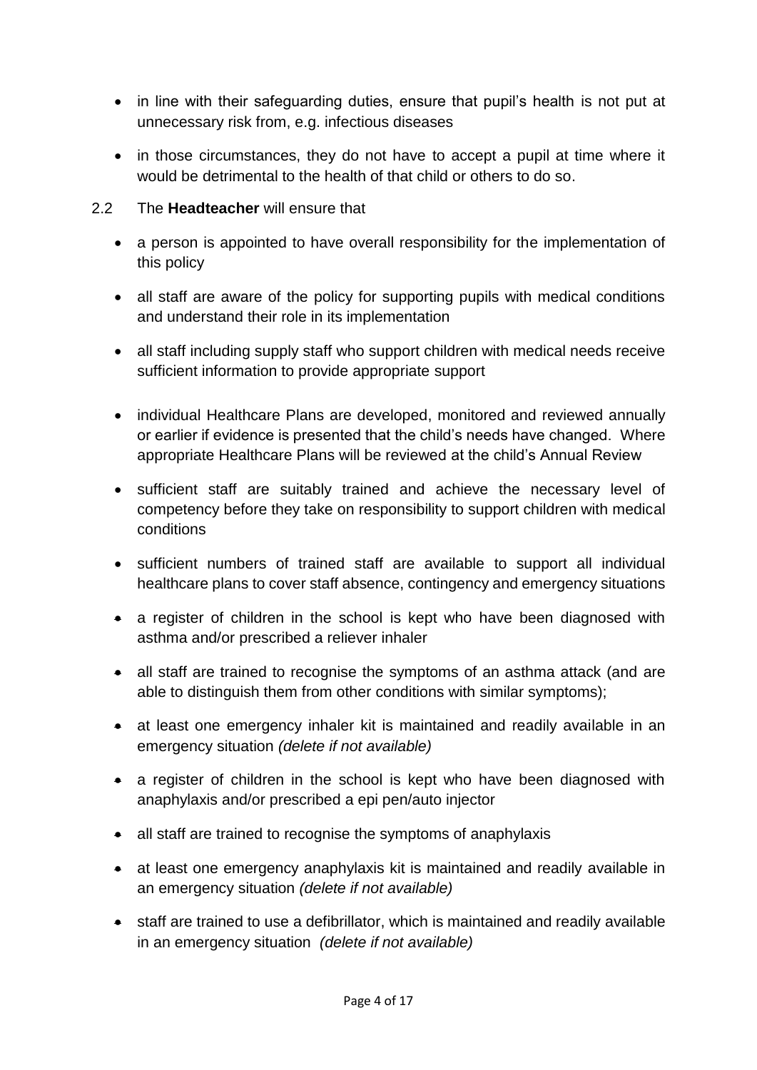- in line with their safeguarding duties, ensure that pupil's health is not put at unnecessary risk from, e.g. infectious diseases
- in those circumstances, they do not have to accept a pupil at time where it would be detrimental to the health of that child or others to do so.

2.2 The **Headteacher** will ensure that

- a person is appointed to have overall responsibility for the implementation of this policy
- all staff are aware of the policy for supporting pupils with medical conditions and understand their role in its implementation
- all staff including supply staff who support children with medical needs receive sufficient information to provide appropriate support
- individual Healthcare Plans are developed, monitored and reviewed annually or earlier if evidence is presented that the child's needs have changed. Where appropriate Healthcare Plans will be reviewed at the child's Annual Review
- sufficient staff are suitably trained and achieve the necessary level of competency before they take on responsibility to support children with medical conditions
- sufficient numbers of trained staff are available to support all individual healthcare plans to cover staff absence, contingency and emergency situations
- a register of children in the school is kept who have been diagnosed with asthma and/or prescribed a reliever inhaler
- all staff are trained to recognise the symptoms of an asthma attack (and are able to distinguish them from other conditions with similar symptoms);
- at least one emergency inhaler kit is maintained and readily available in an emergency situation *(delete if not available)*
- a register of children in the school is kept who have been diagnosed with anaphylaxis and/or prescribed a epi pen/auto injector
- all staff are trained to recognise the symptoms of anaphylaxis
- at least one emergency anaphylaxis kit is maintained and readily available in an emergency situation *(delete if not available)*
- staff are trained to use a defibrillator, which is maintained and readily available in an emergency situation *(delete if not available)*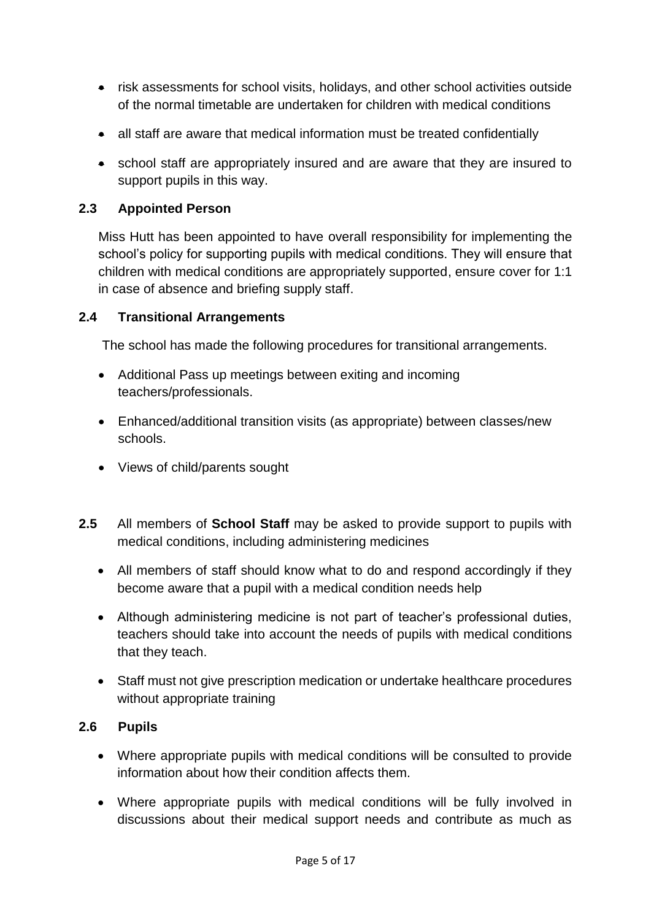- risk assessments for school visits, holidays, and other school activities outside of the normal timetable are undertaken for children with medical conditions
- all staff are aware that medical information must be treated confidentially
- school staff are appropriately insured and are aware that they are insured to support pupils in this way.

### 2.3 Appointed Person

Miss Hutt has been appointed to have overall responsibility for implementing the school's policy for supporting pupils with medical conditions. They will ensure that children with medical conditions are appropriately supported, ensure cover for 1:1 in case of absence and briefing supply staff.

### 2.4 Transitional Arrangements

The school has made the following procedures for transitional arrangements.

- Additional Pass up meetings between exiting and incoming teachers/professionals.
- Enhanced/additional transition visits (as appropriate) between classes/new schools.
- Views of child/parents sought

**2.5** All members of **School Staff** may be asked to provide support to pupils with medical conditions, including administering medicines

- All members of staff should know what to do and respond accordingly if they become aware that a pupil with a medical condition needs help
- Although administering medicine is not part of teacher's professional duties, teachers should take into account the needs of pupils with medical conditions that they teach.
- Staff must not give prescription medication or undertake healthcare procedures without appropriate training

### 2.6 Pupils

- Where appropriate pupils with medical conditions will be consulted to provide information about how their condition affects them.
- Where appropriate pupils with medical conditions will be fully involved in discussions about their medical support needs and contribute as much as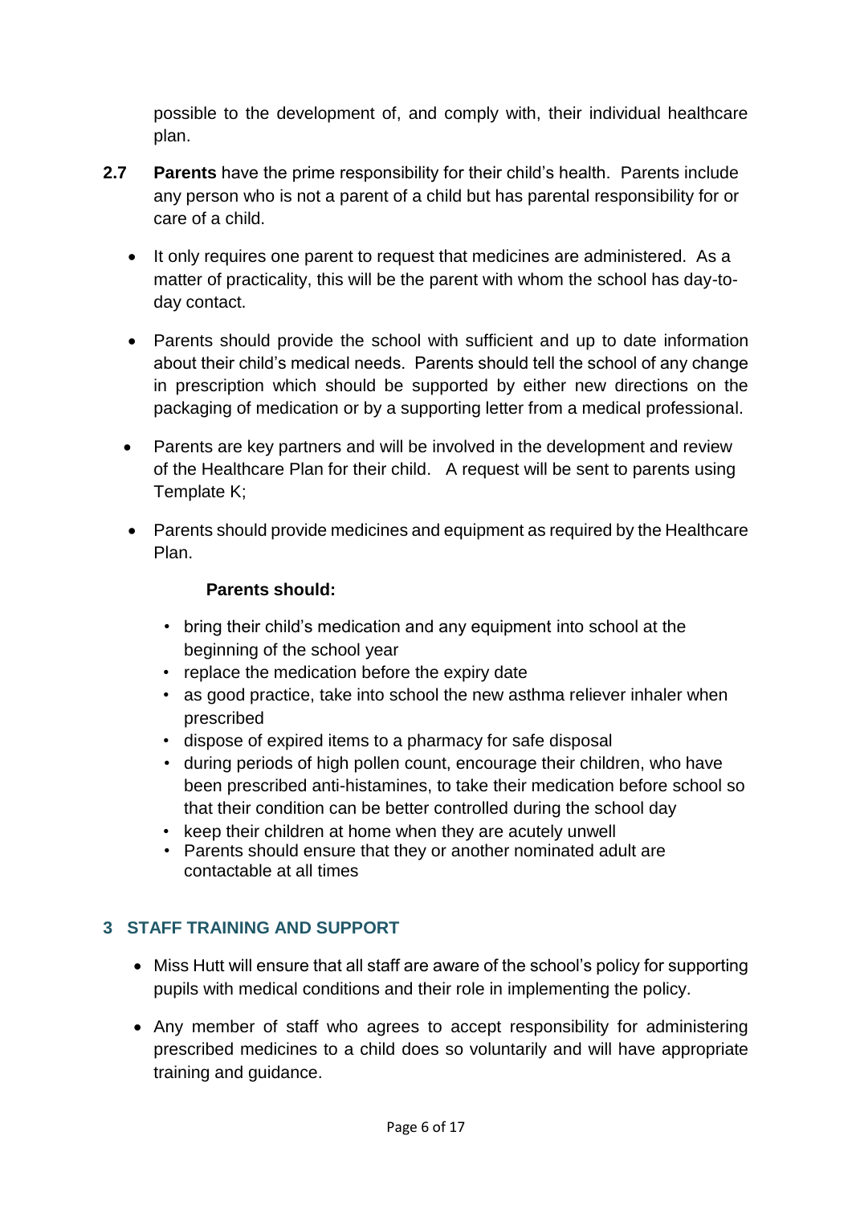possible to the development of, and comply with, their individual healthcare plan.

**2.7** **Parents** have the prime responsibility for their child's health. Parents include any person who is not a parent of a child but has parental responsibility for or care of a child.

- It only requires one parent to request that medicines are administered. As a matter of practicality, this will be the parent with whom the school has day-to-day contact.
- Parents should provide the school with sufficient and up to date information about their child's medical needs. Parents should tell the school of any change in prescription which should be supported by either new directions on the packaging of medication or by a supporting letter from a medical professional.
- Parents are key partners and will be involved in the development and review of the Healthcare Plan for their child. A request will be sent to parents using Template K;
- Parents should provide medicines and equipment as required by the Healthcare Plan.

**Parents should:**

- bring their child's medication and any equipment into school at the beginning of the school year
- replace the medication before the expiry date
- as good practice, take into school the new asthma reliever inhaler when prescribed
- dispose of expired items to a pharmacy for safe disposal
- during periods of high pollen count, encourage their children, who have been prescribed anti-histamines, to take their medication before school so that their condition can be better controlled during the school day
- keep their children at home when they are acutely unwell
- Parents should ensure that they or another nominated adult are contactable at all times

## 3 STAFF TRAINING AND SUPPORT

- Miss Hutt will ensure that all staff are aware of the school's policy for supporting pupils with medical conditions and their role in implementing the policy.
- Any member of staff who agrees to accept responsibility for administering prescribed medicines to a child does so voluntarily and will have appropriate training and guidance.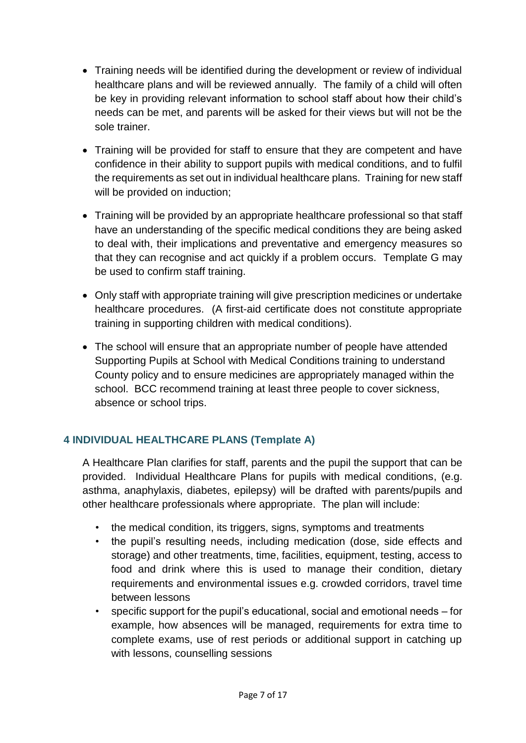- Training needs will be identified during the development or review of individual healthcare plans and will be reviewed annually. The family of a child will often be key in providing relevant information to school staff about how their child's needs can be met, and parents will be asked for their views but will not be the sole trainer.
- Training will be provided for staff to ensure that they are competent and have confidence in their ability to support pupils with medical conditions, and to fulfil the requirements as set out in individual healthcare plans. Training for new staff will be provided on induction;
- Training will be provided by an appropriate healthcare professional so that staff have an understanding of the specific medical conditions they are being asked to deal with, their implications and preventative and emergency measures so that they can recognise and act quickly if a problem occurs. Template G may be used to confirm staff training.
- Only staff with appropriate training will give prescription medicines or undertake healthcare procedures. (A first-aid certificate does not constitute appropriate training in supporting children with medical conditions).
- The school will ensure that an appropriate number of people have attended Supporting Pupils at School with Medical Conditions training to understand County policy and to ensure medicines are appropriately managed within the school. BCC recommend training at least three people to cover sickness, absence or school trips.

## 4 INDIVIDUAL HEALTHCARE PLANS (Template A)

A Healthcare Plan clarifies for staff, parents and the pupil the support that can be provided. Individual Healthcare Plans for pupils with medical conditions, (e.g. asthma, anaphylaxis, diabetes, epilepsy) will be drafted with parents/pupils and other healthcare professionals where appropriate. The plan will include:

- the medical condition, its triggers, signs, symptoms and treatments
- the pupil's resulting needs, including medication (dose, side effects and storage) and other treatments, time, facilities, equipment, testing, access to food and drink where this is used to manage their condition, dietary requirements and environmental issues e.g. crowded corridors, travel time between lessons
- specific support for the pupil's educational, social and emotional needs – for example, how absences will be managed, requirements for extra time to complete exams, use of rest periods or additional support in catching up with lessons, counselling sessions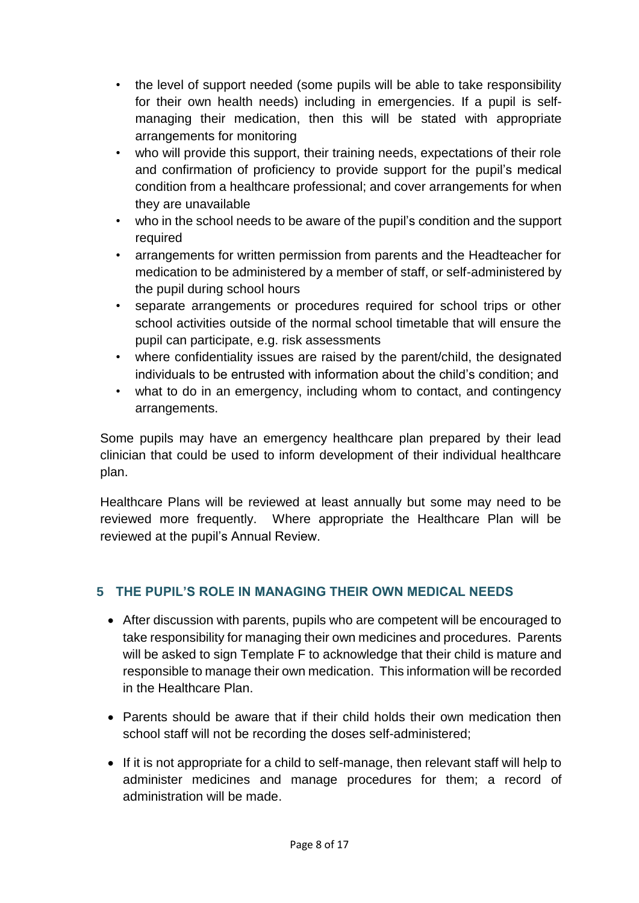- the level of support needed (some pupils will be able to take responsibility for their own health needs) including in emergencies. If a pupil is self-managing their medication, then this will be stated with appropriate arrangements for monitoring
- who will provide this support, their training needs, expectations of their role and confirmation of proficiency to provide support for the pupil's medical condition from a healthcare professional; and cover arrangements for when they are unavailable
- who in the school needs to be aware of the pupil's condition and the support required
- arrangements for written permission from parents and the Headteacher for medication to be administered by a member of staff, or self-administered by the pupil during school hours
- separate arrangements or procedures required for school trips or other school activities outside of the normal school timetable that will ensure the pupil can participate, e.g. risk assessments
- where confidentiality issues are raised by the parent/child, the designated individuals to be entrusted with information about the child's condition; and
- what to do in an emergency, including whom to contact, and contingency arrangements.

Some pupils may have an emergency healthcare plan prepared by their lead clinician that could be used to inform development of their individual healthcare plan.

Healthcare Plans will be reviewed at least annually but some may need to be reviewed more frequently. Where appropriate the Healthcare Plan will be reviewed at the pupil's Annual Review.

## 5 THE PUPIL'S ROLE IN MANAGING THEIR OWN MEDICAL NEEDS

- After discussion with parents, pupils who are competent will be encouraged to take responsibility for managing their own medicines and procedures. Parents will be asked to sign Template F to acknowledge that their child is mature and responsible to manage their own medication. This information will be recorded in the Healthcare Plan.
- Parents should be aware that if their child holds their own medication then school staff will not be recording the doses self-administered;
- If it is not appropriate for a child to self-manage, then relevant staff will help to administer medicines and manage procedures for them; a record of administration will be made.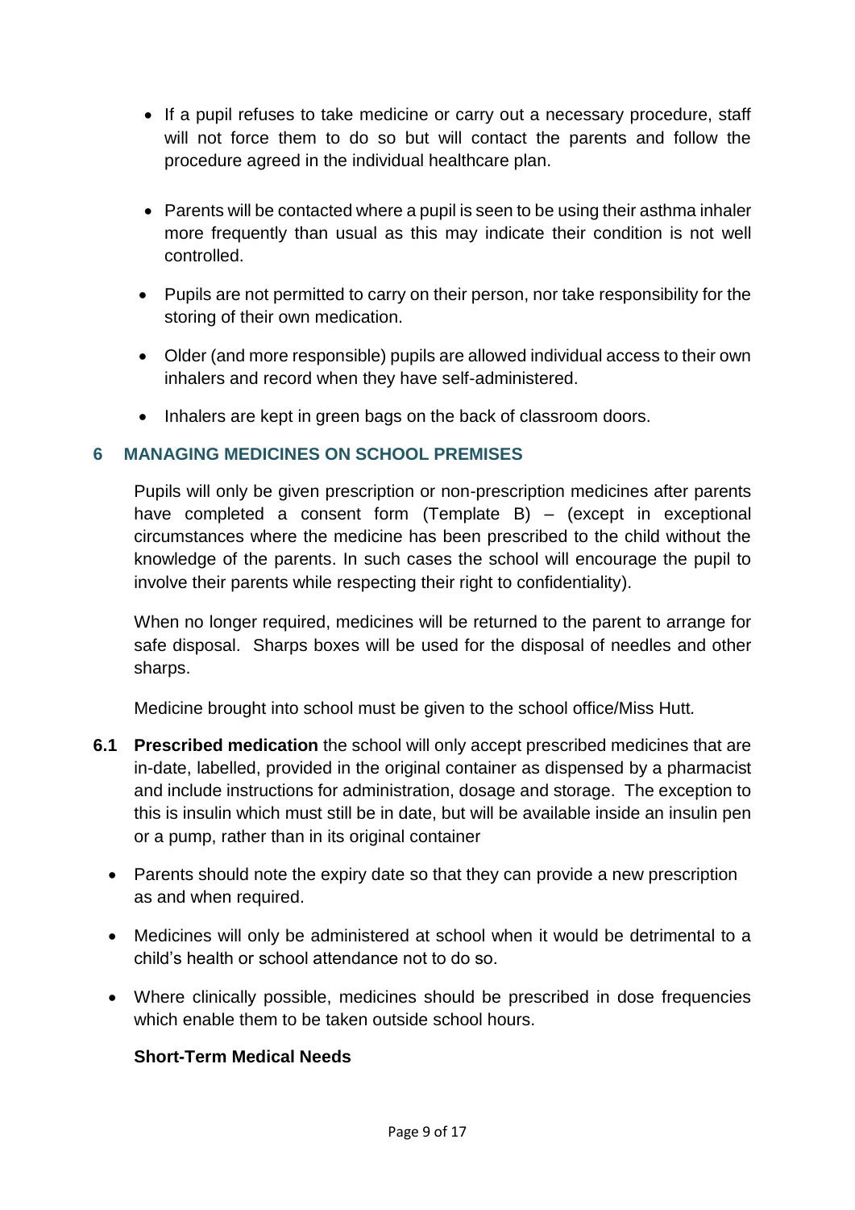- If a pupil refuses to take medicine or carry out a necessary procedure, staff will not force them to do so but will contact the parents and follow the procedure agreed in the individual healthcare plan.
- Parents will be contacted where a pupil is seen to be using their asthma inhaler more frequently than usual as this may indicate their condition is not well controlled.
- Pupils are not permitted to carry on their person, nor take responsibility for the storing of their own medication.
- Older (and more responsible) pupils are allowed individual access to their own inhalers and record when they have self-administered.
- Inhalers are kept in green bags on the back of classroom doors.

## 6 MANAGING MEDICINES ON SCHOOL PREMISES

Pupils will only be given prescription or non-prescription medicines after parents have completed a consent form (Template B) – (except in exceptional circumstances where the medicine has been prescribed to the child without the knowledge of the parents. In such cases the school will encourage the pupil to involve their parents while respecting their right to confidentiality).

When no longer required, medicines will be returned to the parent to arrange for safe disposal. Sharps boxes will be used for the disposal of needles and other sharps.

Medicine brought into school must be given to the school office/Miss Hutt.

**6.1 Prescribed medication** the school will only accept prescribed medicines that are in-date, labelled, provided in the original container as dispensed by a pharmacist and include instructions for administration, dosage and storage. The exception to this is insulin which must still be in date, but will be available inside an insulin pen or a pump, rather than in its original container

- Parents should note the expiry date so that they can provide a new prescription as and when required.
- Medicines will only be administered at school when it would be detrimental to a child's health or school attendance not to do so.
- Where clinically possible, medicines should be prescribed in dose frequencies which enable them to be taken outside school hours.

**Short-Term Medical Needs**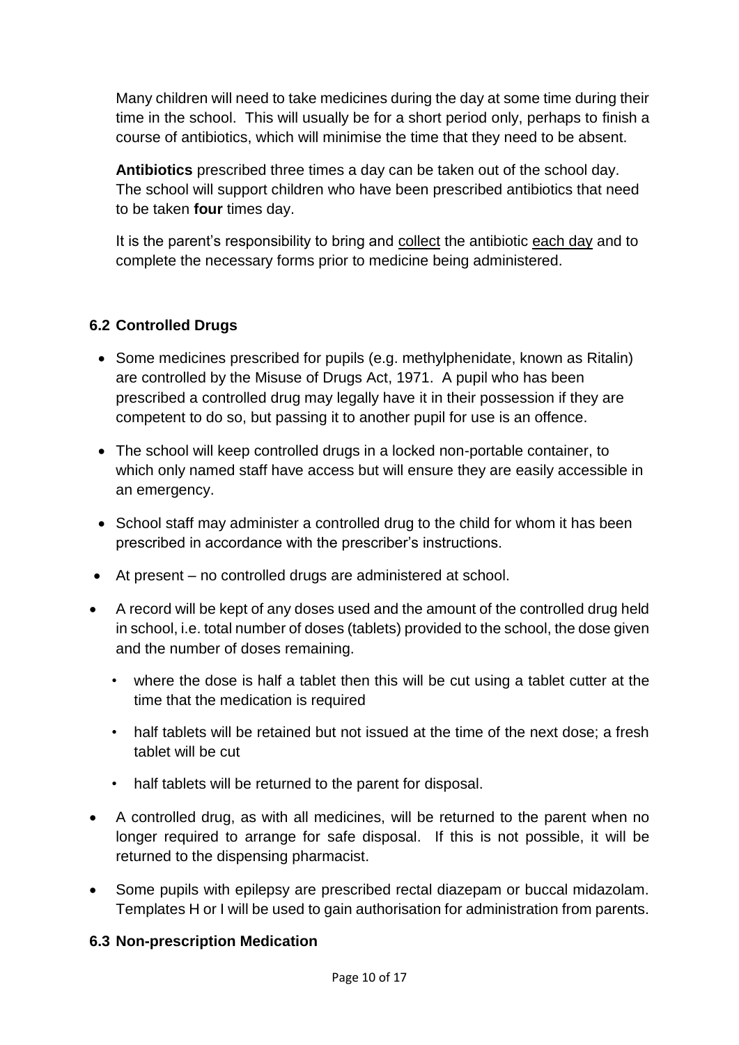Many children will need to take medicines during the day at some time during their time in the school. This will usually be for a short period only, perhaps to finish a course of antibiotics, which will minimise the time that they need to be absent.

**Antibiotics** prescribed three times a day can be taken out of the school day. The school will support children who have been prescribed antibiotics that need to be taken **four** times day.

It is the parent's responsibility to bring and <u>collect</u> the antibiotic <u>each day</u> and to complete the necessary forms prior to medicine being administered.

### 6.2 Controlled Drugs

- Some medicines prescribed for pupils (e.g. methylphenidate, known as Ritalin) are controlled by the Misuse of Drugs Act, 1971. A pupil who has been prescribed a controlled drug may legally have it in their possession if they are competent to do so, but passing it to another pupil for use is an offence.
- The school will keep controlled drugs in a locked non-portable container, to which only named staff have access but will ensure they are easily accessible in an emergency.
- School staff may administer a controlled drug to the child for whom it has been prescribed in accordance with the prescriber's instructions.
- At present – no controlled drugs are administered at school.
- A record will be kept of any doses used and the amount of the controlled drug held in school, i.e. total number of doses (tablets) provided to the school, the dose given and the number of doses remaining.
  - where the dose is half a tablet then this will be cut using a tablet cutter at the time that the medication is required
  - half tablets will be retained but not issued at the time of the next dose; a fresh tablet will be cut
  - half tablets will be returned to the parent for disposal.
- A controlled drug, as with all medicines, will be returned to the parent when no longer required to arrange for safe disposal. If this is not possible, it will be returned to the dispensing pharmacist.
- Some pupils with epilepsy are prescribed rectal diazepam or buccal midazolam. Templates H or I will be used to gain authorisation for administration from parents.

### 6.3 Non-prescription Medication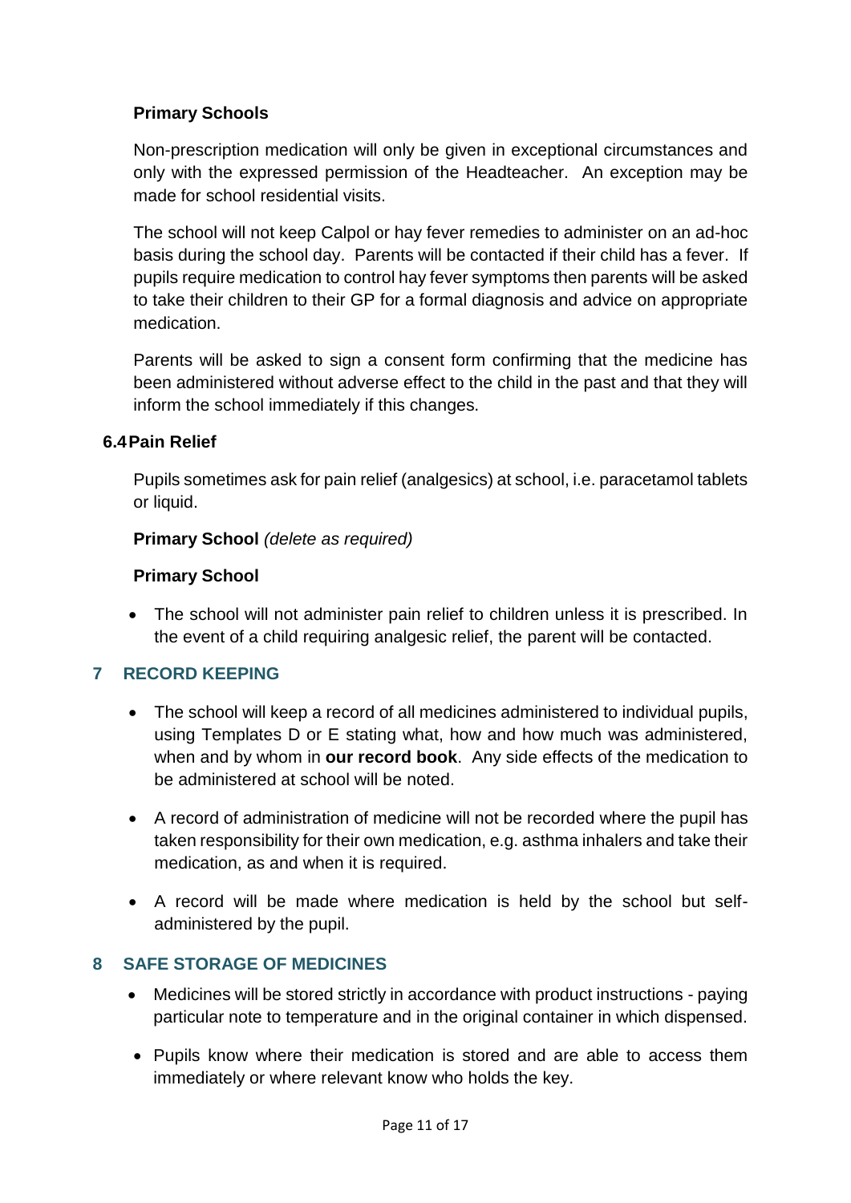**Primary Schools**

Non-prescription medication will only be given in exceptional circumstances and only with the expressed permission of the Headteacher. An exception may be made for school residential visits.

The school will not keep Calpol or hay fever remedies to administer on an ad-hoc basis during the school day. Parents will be contacted if their child has a fever. If pupils require medication to control hay fever symptoms then parents will be asked to take their children to their GP for a formal diagnosis and advice on appropriate medication.

Parents will be asked to sign a consent form confirming that the medicine has been administered without adverse effect to the child in the past and that they will inform the school immediately if this changes.

### 6.4 Pain Relief

Pupils sometimes ask for pain relief (analgesics) at school, i.e. paracetamol tablets or liquid.

**Primary School** *(delete as required)*

**Primary School**

- The school will not administer pain relief to children unless it is prescribed. In the event of a child requiring analgesic relief, the parent will be contacted.

## 7 RECORD KEEPING

- The school will keep a record of all medicines administered to individual pupils, using Templates D or E stating what, how and how much was administered, when and by whom in **our record book**. Any side effects of the medication to be administered at school will be noted.
- A record of administration of medicine will not be recorded where the pupil has taken responsibility for their own medication, e.g. asthma inhalers and take their medication, as and when it is required.
- A record will be made where medication is held by the school but self-administered by the pupil.

## 8 SAFE STORAGE OF MEDICINES

- Medicines will be stored strictly in accordance with product instructions - paying particular note to temperature and in the original container in which dispensed.
- Pupils know where their medication is stored and are able to access them immediately or where relevant know who holds the key.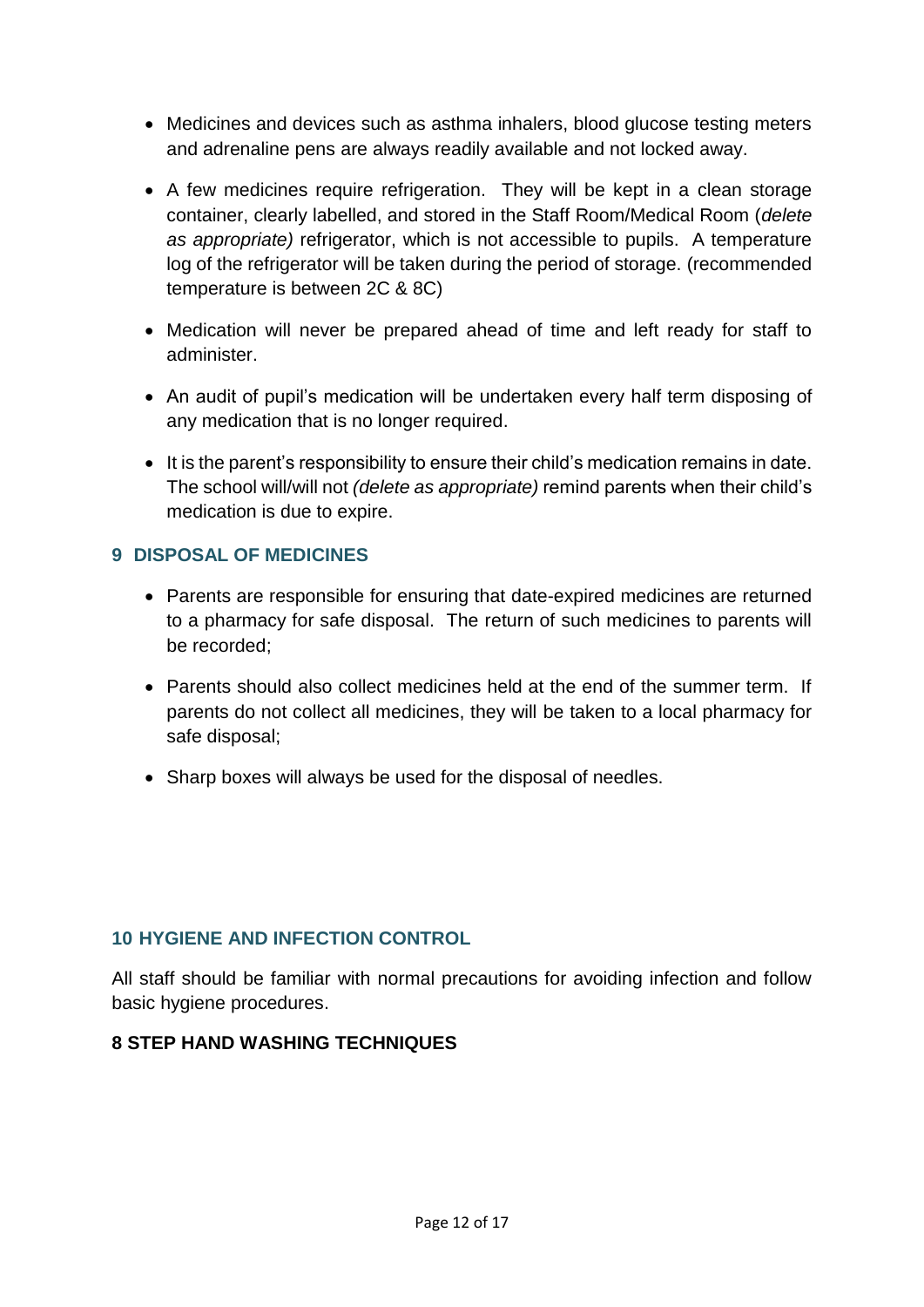- Medicines and devices such as asthma inhalers, blood glucose testing meters and adrenaline pens are always readily available and not locked away.

- A few medicines require refrigeration. They will be kept in a clean storage container, clearly labelled, and stored in the Staff Room/Medical Room (*delete as appropriate)* refrigerator, which is not accessible to pupils. A temperature log of the refrigerator will be taken during the period of storage. (recommended temperature is between 2C & 8C)

- Medication will never be prepared ahead of time and left ready for staff to administer.

- An audit of pupil's medication will be undertaken every half term disposing of any medication that is no longer required.

- It is the parent's responsibility to ensure their child's medication remains in date. The school will/will not *(delete as appropriate)* remind parents when their child's medication is due to expire.

## 9 DISPOSAL OF MEDICINES

- Parents are responsible for ensuring that date-expired medicines are returned to a pharmacy for safe disposal. The return of such medicines to parents will be recorded;

- Parents should also collect medicines held at the end of the summer term. If parents do not collect all medicines, they will be taken to a local pharmacy for safe disposal;

- Sharp boxes will always be used for the disposal of needles.

## 10 HYGIENE AND INFECTION CONTROL

All staff should be familiar with normal precautions for avoiding infection and follow basic hygiene procedures.

**8 STEP HAND WASHING TECHNIQUES**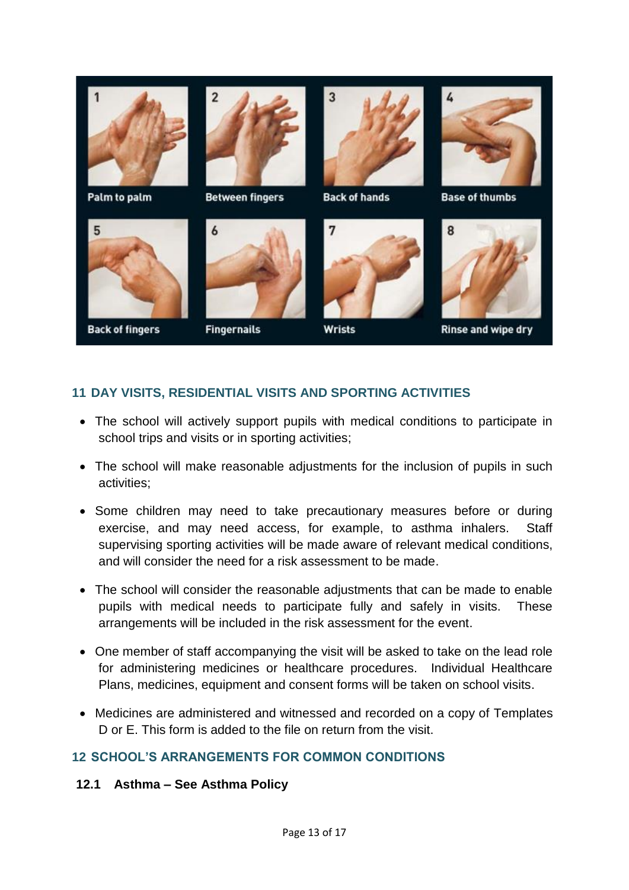1 Palm to palm

2 Between fingers

3 Back of hands

4 Base of thumbs

5 Back of fingers

6 Fingernails

7 Wrists

8 Rinse and wipe dry

## 11 DAY VISITS, RESIDENTIAL VISITS AND SPORTING ACTIVITIES

- The school will actively support pupils with medical conditions to participate in school trips and visits or in sporting activities;
- The school will make reasonable adjustments for the inclusion of pupils in such activities;
- Some children may need to take precautionary measures before or during exercise, and may need access, for example, to asthma inhalers. Staff supervising sporting activities will be made aware of relevant medical conditions, and will consider the need for a risk assessment to be made.
- The school will consider the reasonable adjustments that can be made to enable pupils with medical needs to participate fully and safely in visits. These arrangements will be included in the risk assessment for the event.
- One member of staff accompanying the visit will be asked to take on the lead role for administering medicines or healthcare procedures. Individual Healthcare Plans, medicines, equipment and consent forms will be taken on school visits.
- Medicines are administered and witnessed and recorded on a copy of Templates D or E. This form is added to the file on return from the visit.

## 12 SCHOOL'S ARRANGEMENTS FOR COMMON CONDITIONS

### 12.1 Asthma – See Asthma Policy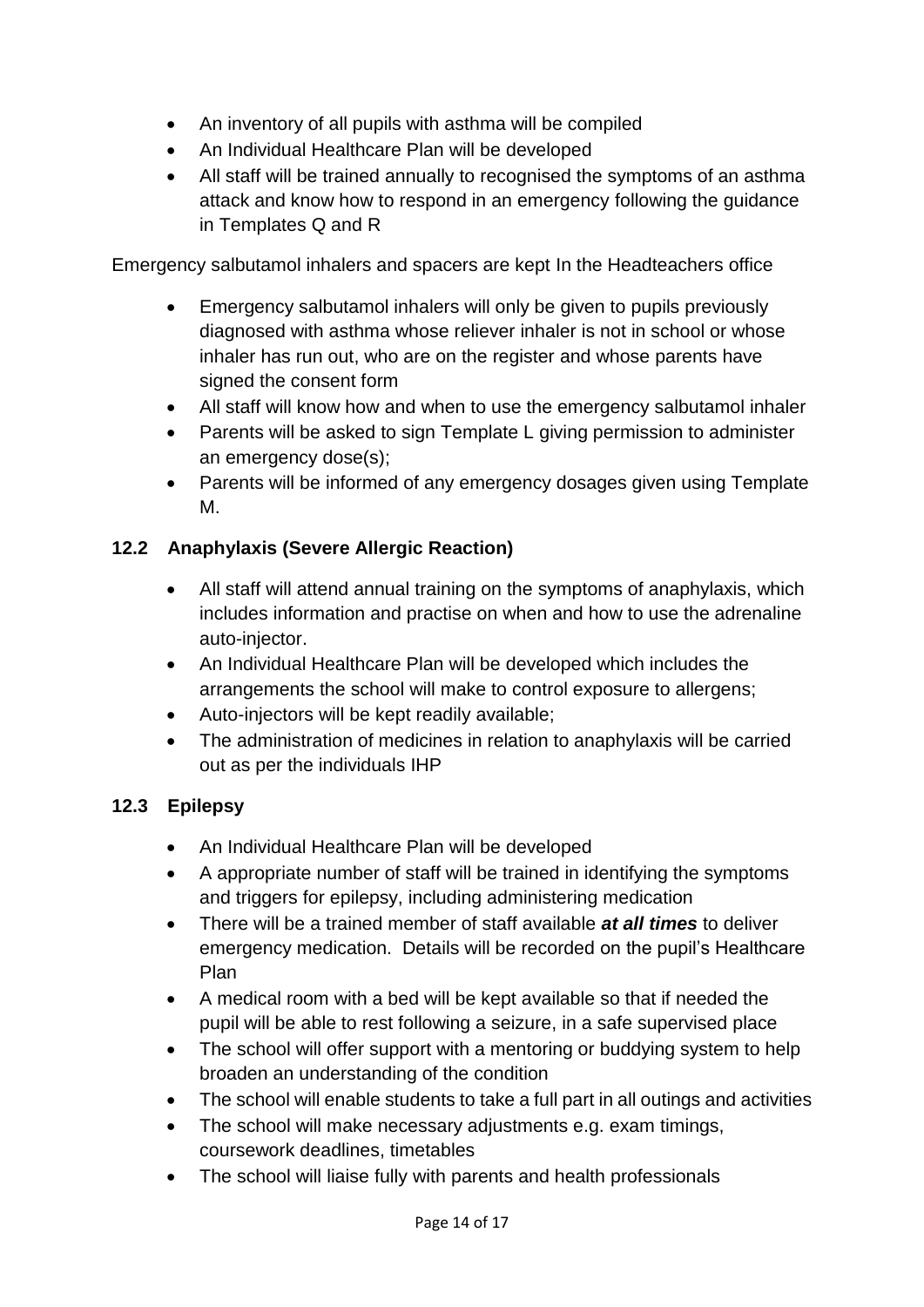- An inventory of all pupils with asthma will be compiled
- An Individual Healthcare Plan will be developed
- All staff will be trained annually to recognised the symptoms of an asthma attack and know how to respond in an emergency following the guidance in Templates Q and R

Emergency salbutamol inhalers and spacers are kept In the Headteachers office

- Emergency salbutamol inhalers will only be given to pupils previously diagnosed with asthma whose reliever inhaler is not in school or whose inhaler has run out, who are on the register and whose parents have signed the consent form
- All staff will know how and when to use the emergency salbutamol inhaler
- Parents will be asked to sign Template L giving permission to administer an emergency dose(s);
- Parents will be informed of any emergency dosages given using Template M.

### 12.2 Anaphylaxis (Severe Allergic Reaction)

- All staff will attend annual training on the symptoms of anaphylaxis, which includes information and practise on when and how to use the adrenaline auto-injector.
- An Individual Healthcare Plan will be developed which includes the arrangements the school will make to control exposure to allergens;
- Auto-injectors will be kept readily available;
- The administration of medicines in relation to anaphylaxis will be carried out as per the individuals IHP

### 12.3 Epilepsy

- An Individual Healthcare Plan will be developed
- A appropriate number of staff will be trained in identifying the symptoms and triggers for epilepsy, including administering medication
- There will be a trained member of staff available ***at all times*** to deliver emergency medication. Details will be recorded on the pupil's Healthcare Plan
- A medical room with a bed will be kept available so that if needed the pupil will be able to rest following a seizure, in a safe supervised place
- The school will offer support with a mentoring or buddying system to help broaden an understanding of the condition
- The school will enable students to take a full part in all outings and activities
- The school will make necessary adjustments e.g. exam timings, coursework deadlines, timetables
- The school will liaise fully with parents and health professionals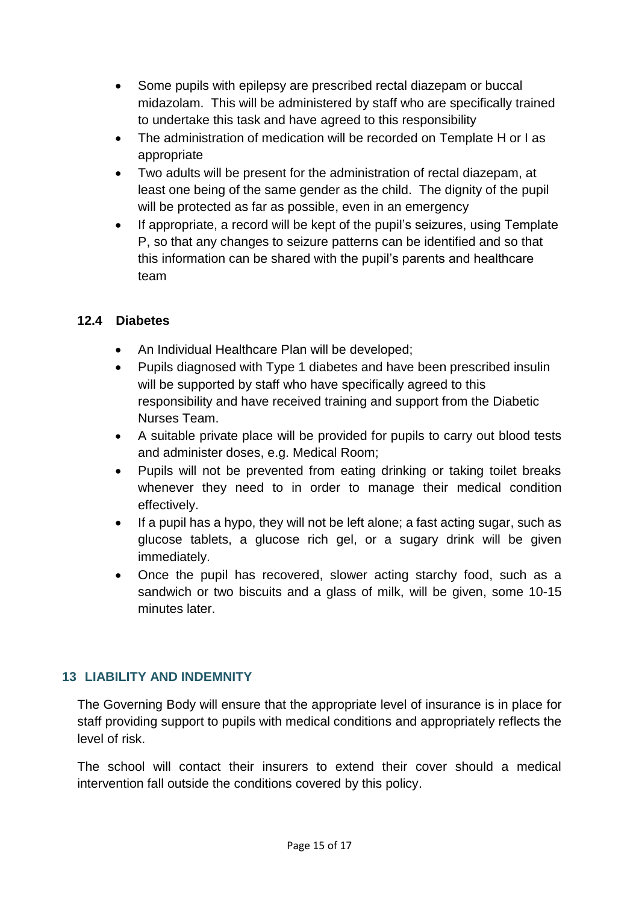- Some pupils with epilepsy are prescribed rectal diazepam or buccal midazolam. This will be administered by staff who are specifically trained to undertake this task and have agreed to this responsibility
- The administration of medication will be recorded on Template H or I as appropriate
- Two adults will be present for the administration of rectal diazepam, at least one being of the same gender as the child. The dignity of the pupil will be protected as far as possible, even in an emergency
- If appropriate, a record will be kept of the pupil's seizures, using Template P, so that any changes to seizure patterns can be identified and so that this information can be shared with the pupil's parents and healthcare team

### 12.4 Diabetes

- An Individual Healthcare Plan will be developed;
- Pupils diagnosed with Type 1 diabetes and have been prescribed insulin will be supported by staff who have specifically agreed to this responsibility and have received training and support from the Diabetic Nurses Team.
- A suitable private place will be provided for pupils to carry out blood tests and administer doses, e.g. Medical Room;
- Pupils will not be prevented from eating drinking or taking toilet breaks whenever they need to in order to manage their medical condition effectively.
- If a pupil has a hypo, they will not be left alone; a fast acting sugar, such as glucose tablets, a glucose rich gel, or a sugary drink will be given immediately.
- Once the pupil has recovered, slower acting starchy food, such as a sandwich or two biscuits and a glass of milk, will be given, some 10-15 minutes later.

## 13 LIABILITY AND INDEMNITY

The Governing Body will ensure that the appropriate level of insurance is in place for staff providing support to pupils with medical conditions and appropriately reflects the level of risk.

The school will contact their insurers to extend their cover should a medical intervention fall outside the conditions covered by this policy.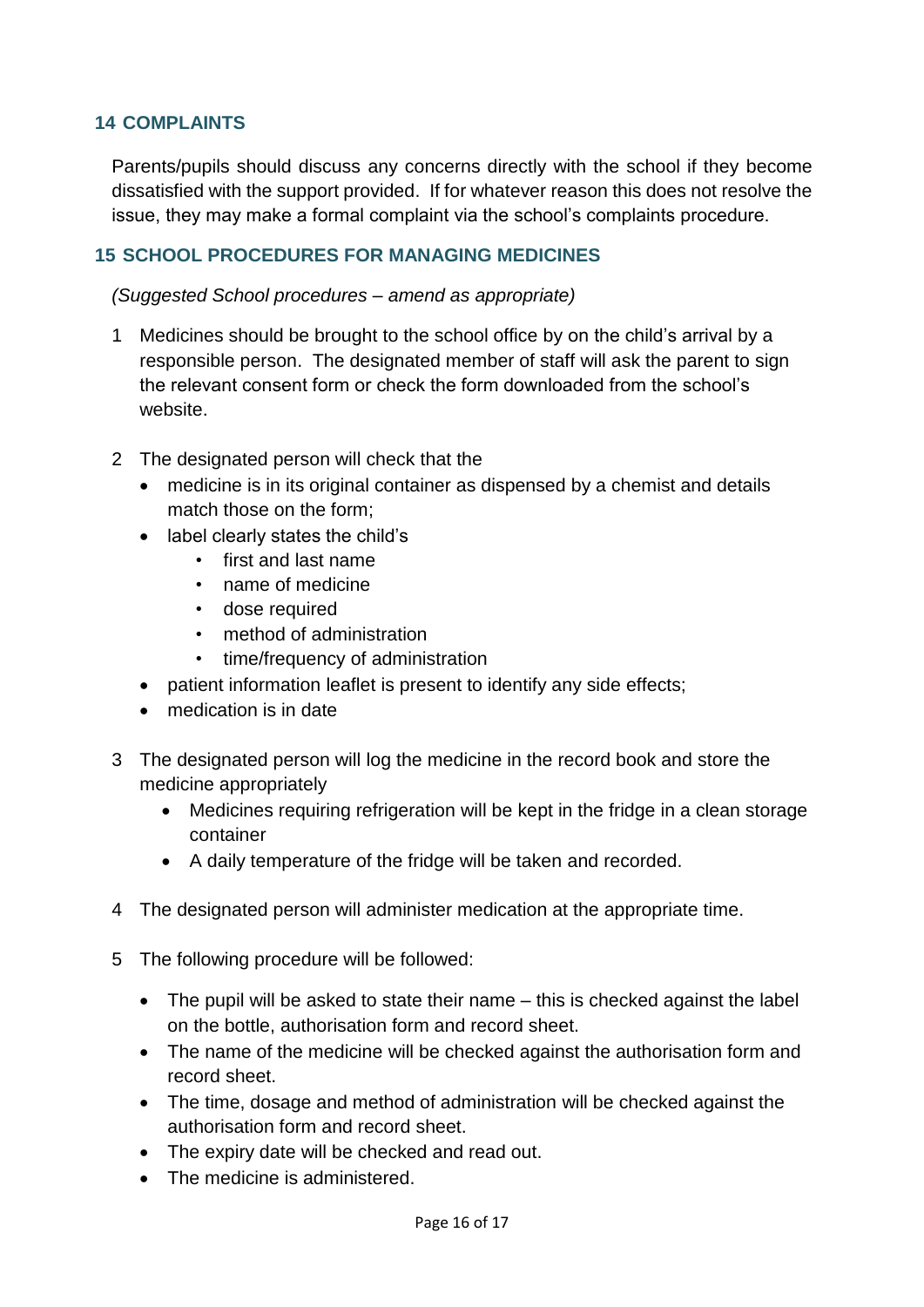## 14 COMPLAINTS

Parents/pupils should discuss any concerns directly with the school if they become dissatisfied with the support provided. If for whatever reason this does not resolve the issue, they may make a formal complaint via the school's complaints procedure.

## 15 SCHOOL PROCEDURES FOR MANAGING MEDICINES

*(Suggested School procedures – amend as appropriate)*

1. Medicines should be brought to the school office by on the child's arrival by a responsible person. The designated member of staff will ask the parent to sign the relevant consent form or check the form downloaded from the school's website.

2. The designated person will check that the
   - medicine is in its original container as dispensed by a chemist and details match those on the form;
   - label clearly states the child's
     - first and last name
     - name of medicine
     - dose required
     - method of administration
     - time/frequency of administration
   - patient information leaflet is present to identify any side effects;
   - medication is in date

3. The designated person will log the medicine in the record book and store the medicine appropriately
   - Medicines requiring refrigeration will be kept in the fridge in a clean storage container
   - A daily temperature of the fridge will be taken and recorded.

4. The designated person will administer medication at the appropriate time.

5. The following procedure will be followed:
   - The pupil will be asked to state their name – this is checked against the label on the bottle, authorisation form and record sheet.
   - The name of the medicine will be checked against the authorisation form and record sheet.
   - The time, dosage and method of administration will be checked against the authorisation form and record sheet.
   - The expiry date will be checked and read out.
   - The medicine is administered.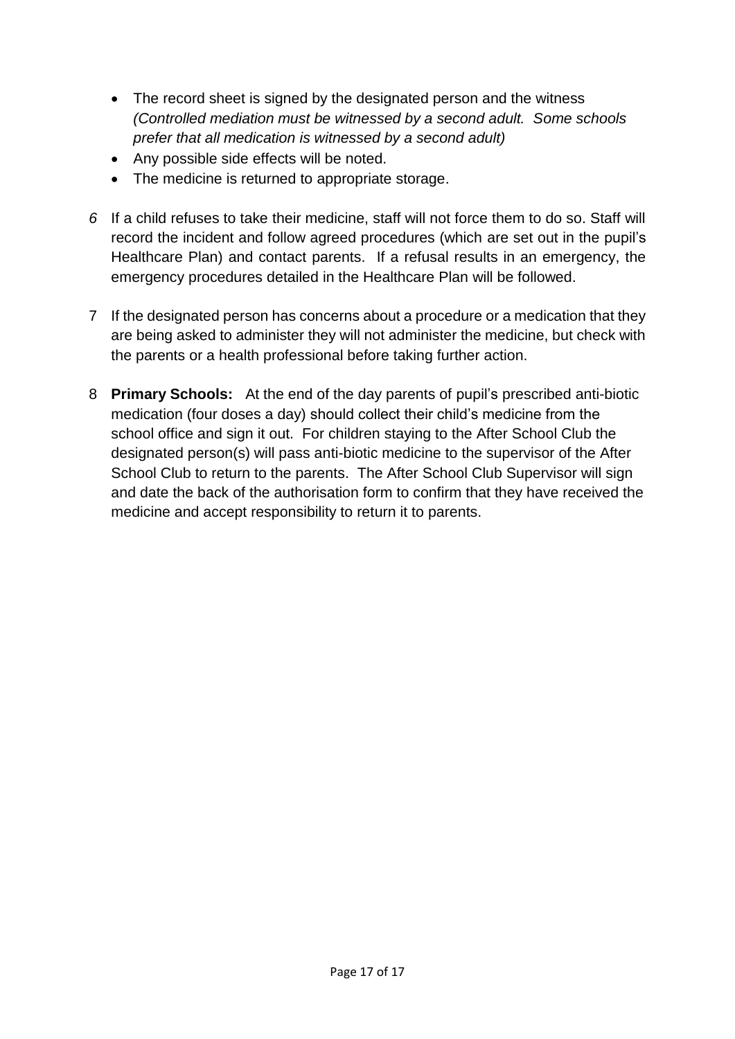- The record sheet is signed by the designated person and the witness *(Controlled mediation must be witnessed by a second adult. Some schools prefer that all medication is witnessed by a second adult)*
- Any possible side effects will be noted.
- The medicine is returned to appropriate storage.

*6* If a child refuses to take their medicine, staff will not force them to do so. Staff will record the incident and follow agreed procedures (which are set out in the pupil's Healthcare Plan) and contact parents. If a refusal results in an emergency, the emergency procedures detailed in the Healthcare Plan will be followed.

7 If the designated person has concerns about a procedure or a medication that they are being asked to administer they will not administer the medicine, but check with the parents or a health professional before taking further action.

8 **Primary Schools:** At the end of the day parents of pupil's prescribed anti-biotic medication (four doses a day) should collect their child's medicine from the school office and sign it out. For children staying to the After School Club the designated person(s) will pass anti-biotic medicine to the supervisor of the After School Club to return to the parents. The After School Club Supervisor will sign and date the back of the authorisation form to confirm that they have received the medicine and accept responsibility to return it to parents.